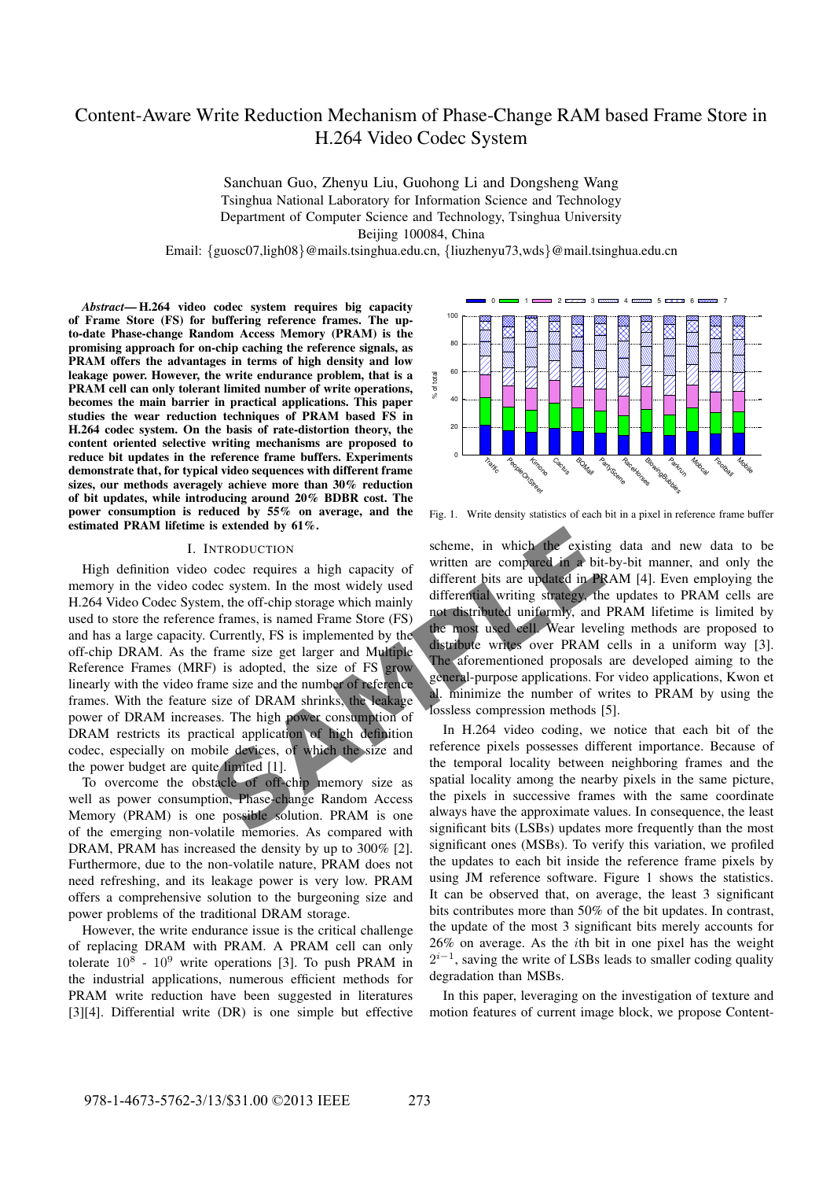# Content-Aware Write Reduction Mechanism of Phase-Change RAM based Frame Store in H.264 Video Codec System

Sanchuan Guo, Zhenyu Liu, Guohong Li and Dongsheng Wang
Tsinghua National Laboratory for Information Science and Technology
Department of Computer Science and Technology, Tsinghua University
Beijing 100084, China
Email: {guosc07,ligh08}@mails.tsinghua.edu.cn, {liuzhenyu73,wds}@mail.tsinghua.edu.cn

***Abstract*— H.264 video codec system requires big capacity of Frame Store (FS) for buffering reference frames. The up-to-date Phase-change Random Access Memory (PRAM) is the promising approach for on-chip caching the reference signals, as PRAM offers the advantages in terms of high density and low leakage power. However, the write endurance problem, that is a PRAM cell can only tolerant limited number of write operations, becomes the main barrier in practical applications. This paper studies the wear reduction techniques of PRAM based FS in H.264 codec system. On the basis of rate-distortion theory, the content oriented selective writing mechanisms are proposed to reduce bit updates in the reference frame buffers. Experiments demonstrate that, for typical video sequences with different frame sizes, our methods averagely achieve more than 30% reduction of bit updates, while introducing around 20% BDBR cost. The power consumption is reduced by 55% on average, and the estimated PRAM lifetime is extended by 61%.**

## I. Introduction

High definition video codec requires a high capacity of memory in the video codec system. In the most widely used H.264 Video Codec System, the off-chip storage which mainly used to store the reference frames, is named Frame Store (FS) and has a large capacity. Currently, FS is implemented by the off-chip DRAM. As the frame size get larger and Multiple Reference Frames (MRF) is adopted, the size of FS grow linearly with the video frame size and the number of reference frames. With the feature size of DRAM shrinks, the leakage power of DRAM increases. The high power consumption of DRAM restricts its practical application of high definition codec, especially on mobile devices, of which the size and the power budget are quite limited [1].

To overcome the obstacle of off-chip memory size as well as power consumption, Phase-change Random Access Memory (PRAM) is one possible solution. PRAM is one of the emerging non-volatile memories. As compared with DRAM, PRAM has increased the density by up to 300% [2]. Furthermore, due to the non-volatile nature, PRAM does not need refreshing, and its leakage power is very low. PRAM offers a comprehensive solution to the burgeoning size and power problems of the traditional DRAM storage.

However, the write endurance issue is the critical challenge of replacing DRAM with PRAM. A PRAM cell can only tolerate $10^8$ - $10^9$ write operations [3]. To push PRAM in the industrial applications, numerous efficient methods for PRAM write reduction have been suggested in literatures [3][4]. Differential write (DR) is one simple but effective scheme, in which the existing data and new data to be written are compared in a bit-by-bit manner, and only the different bits are updated in PRAM [4]. Even employing the differential writing strategy, the updates to PRAM cells are not distributed uniformly, and PRAM lifetime is limited by the most used cell. Wear leveling methods are proposed to distribute writes over PRAM cells in a uniform way [3]. The aforementioned proposals are developed aiming to the general-purpose applications. For video applications, Kwon et al. minimize the number of writes to PRAM by using the lossless compression methods [5].

Fig. 1. Write density statistics of each bit in a pixel in reference frame buffer

In H.264 video coding, we notice that each bit of the reference pixels possesses different importance. Because of the temporal locality between neighboring frames and the spatial locality among the nearby pixels in the same picture, the pixels in successive frames with the same coordinate always have the approximate values. In consequence, the least significant bits (LSBs) updates more frequently than the most significant ones (MSBs). To verify this variation, we profiled the updates to each bit inside the reference frame pixels by using JM reference software. Figure 1 shows the statistics. It can be observed that, on average, the least 3 significant bits contributes more than 50% of the bit updates. In contrast, the update of the most 3 significant bits merely accounts for 26% on average. As the $i$th bit in one pixel has the weight $2^{i-1}$, saving the write of LSBs leads to smaller coding quality degradation than MSBs.

In this paper, leveraging on the investigation of texture and motion features of current image block, we propose Content-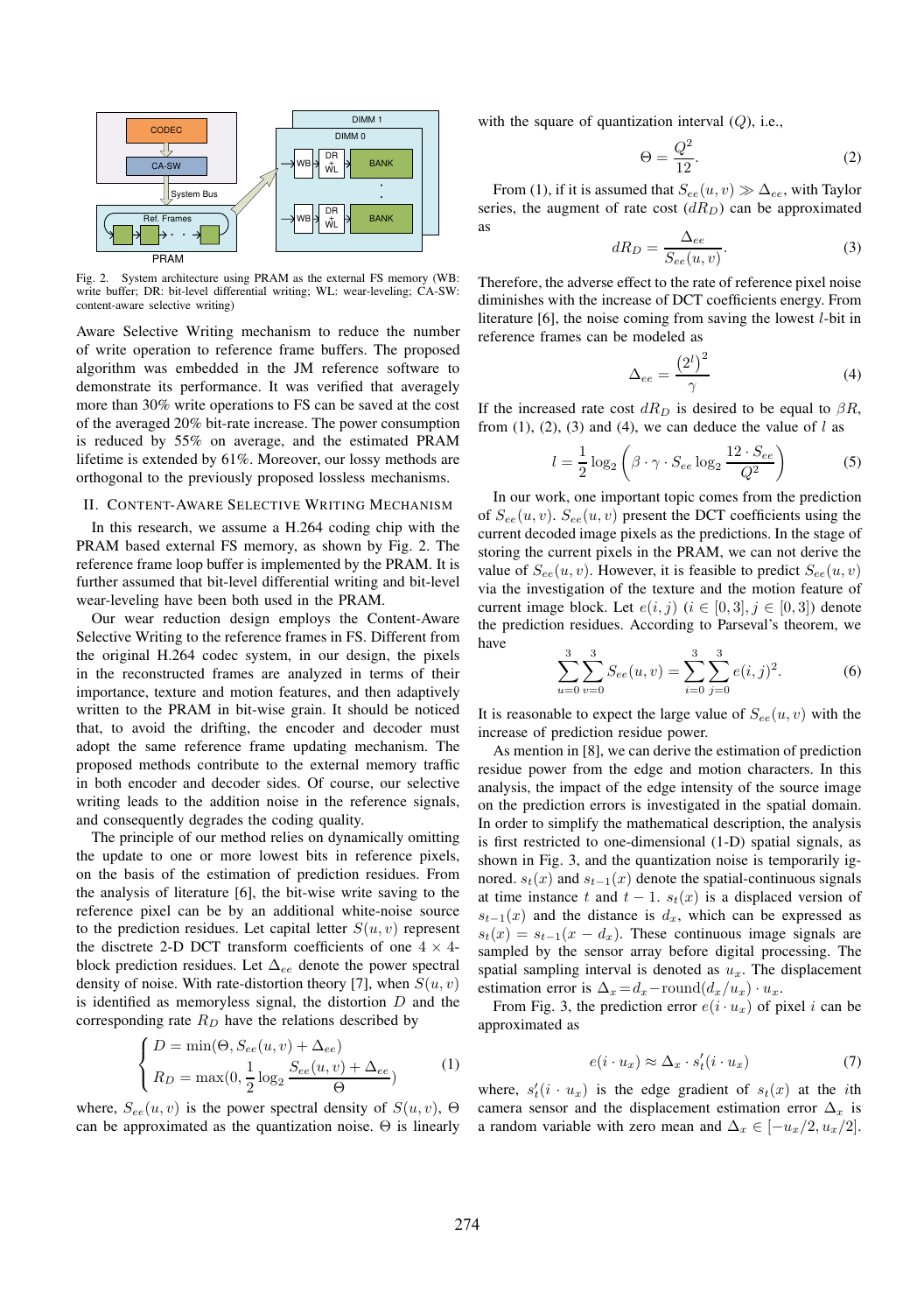Fig. 2. System architecture using PRAM as the external FS memory (WB: write buffer; DR: bit-level differential writing; WL: wear-leveling; CA-SW: content-aware selective writing)

Aware Selective Writing mechanism to reduce the number of write operation to reference frame buffers. The proposed algorithm was embedded in the JM reference software to demonstrate its performance. It was verified that averagely more than 30% write operations to FS can be saved at the cost of the averaged 20% bit-rate increase. The power consumption is reduced by 55% on average, and the estimated PRAM lifetime is extended by 61%. Moreover, our lossy methods are orthogonal to the previously proposed lossless mechanisms.

## II. Content-Aware Selective Writing Mechanism

In this research, we assume a H.264 coding chip with the PRAM based external FS memory, as shown by Fig. 2. The reference frame loop buffer is implemented by the PRAM. It is further assumed that bit-level differential writing and bit-level wear-leveling have been both used in the PRAM.

Our wear reduction design employs the Content-Aware Selective Writing to the reference frames in FS. Different from the original H.264 codec system, in our design, the pixels in the reconstructed frames are analyzed in terms of their importance, texture and motion features, and then adaptively written to the PRAM in bit-wise grain. It should be noticed that, to avoid the drifting, the encoder and decoder must adopt the same reference frame updating mechanism. The proposed methods contribute to the external memory traffic in both encoder and decoder sides. Of course, our selective writing leads to the addition noise in the reference signals, and consequently degrades the coding quality.

The principle of our method relies on dynamically omitting the update to one or more lowest bits in reference pixels, on the basis of the estimation of prediction residues. From the analysis of literature [6], the bit-wise write saving to the reference pixel can be by an additional white-noise source to the prediction residues. Let capital letter $S(u, v)$ represent the disctrete 2-D DCT transform coefficients of one $4 \times 4$-block prediction residues. Let $\Delta_{ee}$ denote the power spectral density of noise. With rate-distortion theory [7], when $S(u, v)$ is identified as memoryless signal, the distortion $D$ and the corresponding rate $R_D$ have the relations described by

$$\begin{cases} D = \min(\Theta, S_{ee}(u,v) + \Delta_{ee}) \\ R_D = \max(0, \dfrac{1}{2}\log_2 \dfrac{S_{ee}(u,v) + \Delta_{ee}}{\Theta}) \end{cases} \tag{1}$$

where, $S_{ee}(u, v)$ is the power spectral density of $S(u, v)$, $\Theta$ can be approximated as the quantization noise. $\Theta$ is linearly with the square of quantization interval ($Q$), i.e.,

$$\Theta = \frac{Q^2}{12}. \tag{2}$$

From (1), if it is assumed that $S_{ee}(u, v) \gg \Delta_{ee}$, with Taylor series, the augment of rate cost ($dR_D$) can be approximated as

$$dR_D = \frac{\Delta_{ee}}{S_{ee}(u,v)}. \tag{3}$$

Therefore, the adverse effect to the rate of reference pixel noise diminishes with the increase of DCT coefficients energy. From literature [6], the noise coming from saving the lowest $l$-bit in reference frames can be modeled as

$$\Delta_{ee} = \frac{\left(2^l\right)^2}{\gamma} \tag{4}$$

If the increased rate cost $dR_D$ is desired to be equal to $\beta R$, from (1), (2), (3) and (4), we can deduce the value of $l$ as

$$l = \frac{1}{2}\log_2\left(\beta \cdot \gamma \cdot S_{ee}\log_2 \frac{12 \cdot S_{ee}}{Q^2}\right) \tag{5}$$

In our work, one important topic comes from the prediction of $S_{ee}(u, v)$. $S_{ee}(u, v)$ present the DCT coefficients using the current decoded image pixels as the predictions. In the stage of storing the current pixels in the PRAM, we can not derive the value of $S_{ee}(u, v)$. However, it is feasible to predict $S_{ee}(u, v)$ via the investigation of the texture and the motion feature of current image block. Let $e(i, j)$ ($i \in [0, 3], j \in [0, 3]$) denote the prediction residues. According to Parseval's theorem, we have

$$\sum_{u=0}^{3}\sum_{v=0}^{3} S_{ee}(u,v) = \sum_{i=0}^{3}\sum_{j=0}^{3} e(i,j)^2. \tag{6}$$

It is reasonable to expect the large value of $S_{ee}(u, v)$ with the increase of prediction residue power.

As mention in [8], we can derive the estimation of prediction residue power from the edge and motion characters. In this analysis, the impact of the edge intensity of the source image on the prediction errors is investigated in the spatial domain. In order to simplify the mathematical description, the analysis is first restricted to one-dimensional (1-D) spatial signals, as shown in Fig. 3, and the quantization noise is temporarily ignored. $s_t(x)$ and $s_{t-1}(x)$ denote the spatial-continuous signals at time instance $t$ and $t - 1$. $s_t(x)$ is a displaced version of $s_{t-1}(x)$ and the distance is $d_x$, which can be expressed as $s_t(x) = s_{t-1}(x - d_x)$. These continuous image signals are sampled by the sensor array before digital processing. The spatial sampling interval is denoted as $u_x$. The displacement estimation error is $\Delta_x = d_x - \text{round}(d_x/u_x) \cdot u_x$.

From Fig. 3, the prediction error $e(i \cdot u_x)$ of pixel $i$ can be approximated as

$$e(i \cdot u_x) \approx \Delta_x \cdot s_t'(i \cdot u_x) \tag{7}$$

where, $s_t'(i \cdot u_x)$ is the edge gradient of $s_t(x)$ at the $i$th camera sensor and the displacement estimation error $\Delta_x$ is a random variable with zero mean and $\Delta_x \in [-u_x/2, u_x/2]$.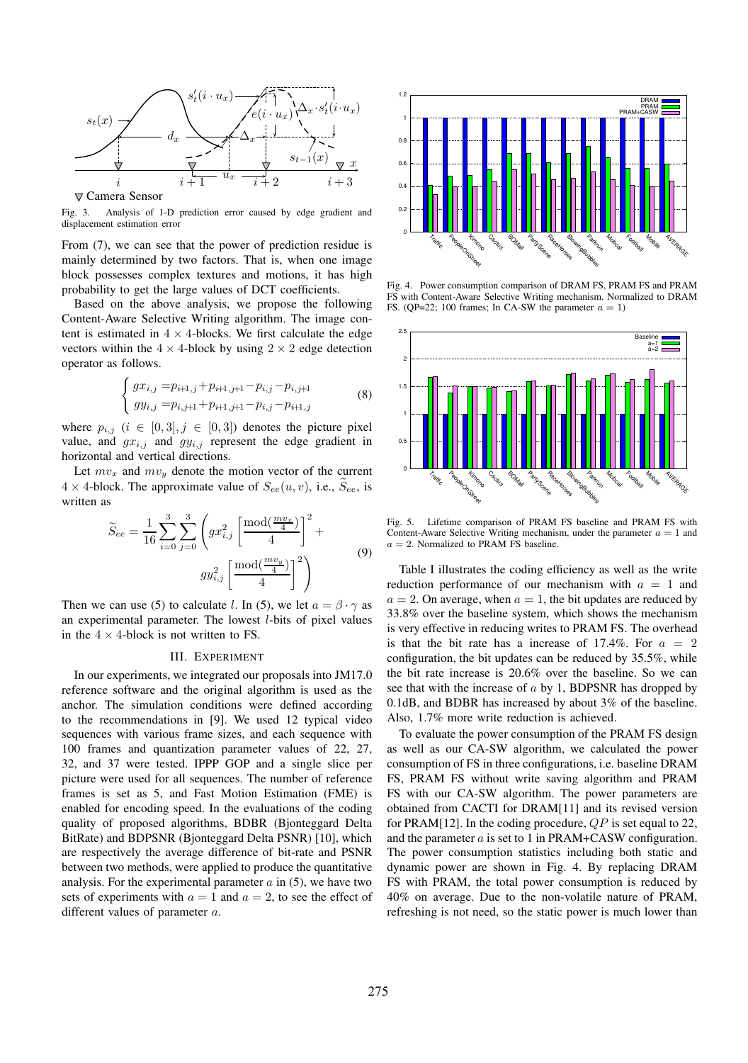Fig. 3. Analysis of 1-D prediction error caused by edge gradient and displacement estimation error

From (7), we can see that the power of prediction residue is mainly determined by two factors. That is, when one image block possesses complex textures and motions, it has high probability to get the large values of DCT coefficients.

Based on the above analysis, we propose the following Content-Aware Selective Writing algorithm. The image content is estimated in $4 \times 4$-blocks. We first calculate the edge vectors within the $4 \times 4$-block by using $2 \times 2$ edge detection operator as follows.

$$\begin{cases} gx_{i,j} = p_{i+1,j} + p_{i+1,j+1} - p_{i,j} - p_{i,j+1} \\ gy_{i,j} = p_{i,j+1} + p_{i+1,j+1} - p_{i,j} - p_{i+1,j} \end{cases} \tag{8}$$

where $p_{i,j}$ $(i \in [0,3], j \in [0,3])$ denotes the picture pixel value, and $gx_{i,j}$ and $gy_{i,j}$ represent the edge gradient in horizontal and vertical directions.

Let $mv_x$ and $mv_y$ denote the motion vector of the current $4 \times 4$-block. The approximate value of $S_{ee}(u,v)$, i.e., $\widetilde{S}_{ee}$, is written as

$$\widetilde{S}_{ee} = \frac{1}{16} \sum_{i=0}^{3} \sum_{j=0}^{3} \left( gx_{i,j}^2 \left[ \frac{\mathrm{mod}(\frac{mv_x}{4})}{4} \right]^2 + gy_{i,j}^2 \left[ \frac{\mathrm{mod}(\frac{mv_y}{4})}{4} \right]^2 \right) \tag{9}$$

Then we can use (5) to calculate $l$. In (5), we let $a = \beta \cdot \gamma$ as an experimental parameter. The lowest $l$-bits of pixel values in the $4 \times 4$-block is not written to FS.

## III. Experiment

In our experiments, we integrated our proposals into JM17.0 reference software and the original algorithm is used as the anchor. The simulation conditions were defined according to the recommendations in [9]. We used 12 typical video sequences with various frame sizes, and each sequence with 100 frames and quantization parameter values of 22, 27, 32, and 37 were tested. IPPP GOP and a single slice per picture were used for all sequences. The number of reference frames is set as 5, and Fast Motion Estimation (FME) is enabled for encoding speed. In the evaluations of the coding quality of proposed algorithms, BDBR (Bjonteggard Delta BitRate) and BDPSNR (Bjonteggard Delta PSNR) [10], which are respectively the average difference of bit-rate and PSNR between two methods, were applied to produce the quantitative analysis. For the experimental parameter $a$ in (5), we have two sets of experiments with $a = 1$ and $a = 2$, to see the effect of different values of parameter $a$.

Fig. 4. Power consumption comparison of DRAM FS, PRAM FS and PRAM FS with Content-Aware Selective Writing mechanism. Normalized to DRAM FS. (QP=22; 100 frames; In CA-SW the parameter $a = 1$)

Fig. 5. Lifetime comparison of PRAM FS baseline and PRAM FS with Content-Aware Selective Writing mechanism, under the parameter $a = 1$ and $a = 2$. Normalized to PRAM FS baseline.

Table I illustrates the coding efficiency as well as the write reduction performance of our mechanism with $a = 1$ and $a = 2$. On average, when $a = 1$, the bit updates are reduced by 33.8% over the baseline system, which shows the mechanism is very effective in reducing writes to PRAM FS. The overhead is that the bit rate has a increase of 17.4%. For $a = 2$ configuration, the bit updates can be reduced by 35.5%, while the bit rate increase is 20.6% over the baseline. So we can see that with the increase of $a$ by 1, BDPSNR has dropped by 0.1dB, and BDBR has increased by about 3% of the baseline. Also, 1.7% more write reduction is achieved.

To evaluate the power consumption of the PRAM FS design as well as our CA-SW algorithm, we calculated the power consumption of FS in three configurations, i.e. baseline DRAM FS, PRAM FS without write saving algorithm and PRAM FS with our CA-SW algorithm. The power parameters are obtained from CACTI for DRAM[11] and its revised version for PRAM[12]. In the coding procedure, $QP$ is set equal to 22, and the parameter $a$ is set to 1 in PRAM+CASW configuration. The power consumption statistics including both static and dynamic power are shown in Fig. 4. By replacing DRAM FS with PRAM, the total power consumption is reduced by 40% on average. Due to the non-volatile nature of PRAM, refreshing is not need, so the static power is much lower than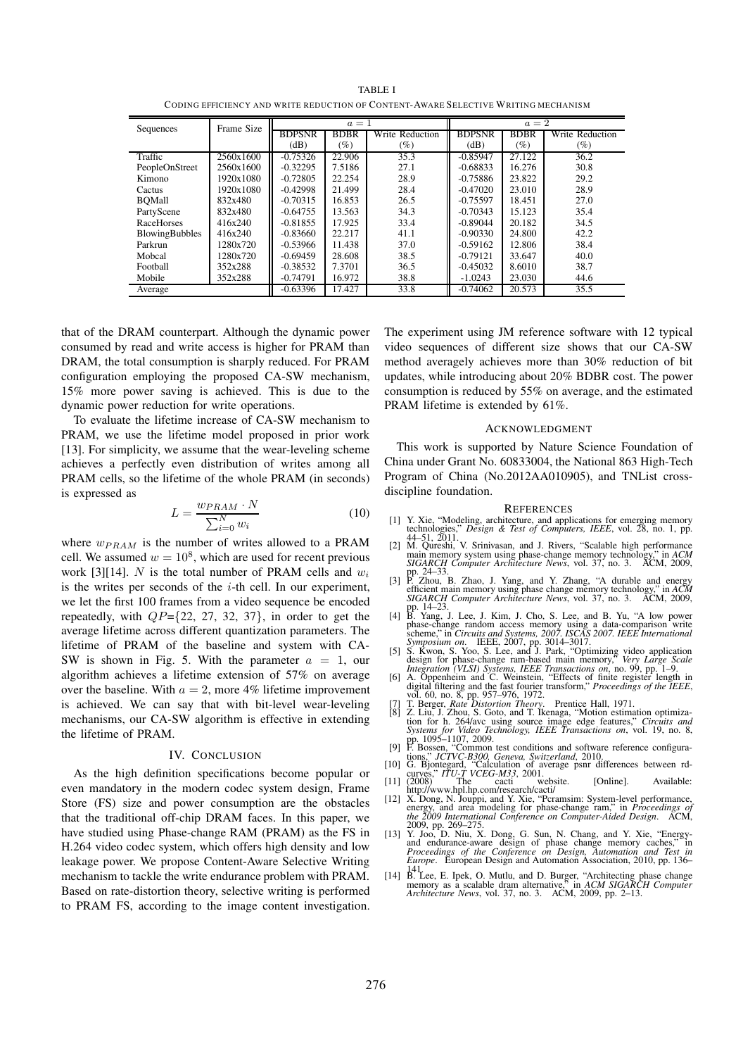TABLE I
CODING EFFICIENCY AND WRITE REDUCTION OF CONTENT-AWARE SELECTIVE WRITING MECHANISM

| Sequences | Frame Size | $a = 1$ | | | $a = 2$ | | |
|---|---|---|---|---|---|---|---|
| | | BDPSNR (dB) | BDBR (%) | Write Reduction (%) | BDPSNR (dB) | BDBR (%) | Write Reduction (%) |
| Traffic | 2560x1600 | -0.75326 | 22.906 | 35.3 | -0.85947 | 27.122 | 36.2 |
| PeopleOnStreet | 2560x1600 | -0.32295 | 7.5186 | 27.1 | -0.68833 | 16.276 | 30.8 |
| Kimono | 1920x1080 | -0.72805 | 22.254 | 28.9 | -0.75886 | 23.822 | 29.2 |
| Cactus | 1920x1080 | -0.42998 | 21.499 | 28.4 | -0.47020 | 23.010 | 28.9 |
| BQMall | 832x480 | -0.70315 | 16.853 | 26.5 | -0.75597 | 18.451 | 27.0 |
| PartyScene | 832x480 | -0.64755 | 13.563 | 34.3 | -0.70343 | 15.123 | 35.4 |
| RaceHorses | 416x240 | -0.81855 | 17.925 | 33.4 | -0.89044 | 20.182 | 34.5 |
| BlowingBubbles | 416x240 | -0.83660 | 22.217 | 41.1 | -0.90330 | 24.800 | 42.2 |
| Parkrun | 1280x720 | -0.53966 | 11.438 | 37.0 | -0.59162 | 12.806 | 38.4 |
| Mobcal | 1280x720 | -0.69459 | 28.608 | 38.5 | -0.79121 | 33.647 | 40.0 |
| Football | 352x288 | -0.38532 | 7.3701 | 36.5 | -0.45032 | 8.6010 | 38.7 |
| Mobile | 352x288 | -0.74791 | 16.972 | 38.8 | -1.0243 | 23.030 | 44.6 |
| Average | | -0.63396 | 17.427 | 33.8 | -0.74062 | 20.573 | 35.5 |

that of the DRAM counterpart. Although the dynamic power consumed by read and write access is higher for PRAM than DRAM, the total consumption is sharply reduced. For PRAM configuration employing the proposed CA-SW mechanism, 15% more power saving is achieved. This is due to the dynamic power reduction for write operations.

To evaluate the lifetime increase of CA-SW mechanism to PRAM, we use the lifetime model proposed in prior work [13]. For simplicity, we assume that the wear-leveling scheme achieves a perfectly even distribution of writes among all PRAM cells, so the lifetime of the whole PRAM (in seconds) is expressed as

$$L = \frac{w_{PRAM} \cdot N}{\sum_{i=0}^{N} w_i} \tag{10}$$

where $w_{PRAM}$ is the number of writes allowed to a PRAM cell. We assumed $w = 10^8$, which are used for recent previous work [3][14]. $N$ is the total number of PRAM cells and $w_i$ is the writes per seconds of the $i$-th cell. In our experiment, we let the first 100 frames from a video sequence be encoded repeatedly, with $QP$={22, 27, 32, 37}, in order to get the average lifetime across different quantization parameters. The lifetime of PRAM of the baseline and system with CA-SW is shown in Fig. 5. With the parameter $a = 1$, our algorithm achieves a lifetime extension of 57% on average over the baseline. With $a = 2$, more 4% lifetime improvement is achieved. We can say that with bit-level wear-leveling mechanisms, our CA-SW algorithm is effective in extending the lifetime of PRAM.

## IV. CONCLUSION

As the high definition specifications become popular or even mandatory in the modern codec system design, Frame Store (FS) size and power consumption are the obstacles that the traditional off-chip DRAM faces. In this paper, we have studied using Phase-change RAM (PRAM) as the FS in H.264 video codec system, which offers high density and low leakage power. We propose Content-Aware Selective Writing mechanism to tackle the write endurance problem with PRAM. Based on rate-distortion theory, selective writing is performed to PRAM FS, according to the image content investigation. The experiment using JM reference software with 12 typical video sequences of different size shows that our CA-SW method averagely achieves more than 30% reduction of bit updates, while introducing about 20% BDBR cost. The power consumption is reduced by 55% on average, and the estimated PRAM lifetime is extended by 61%.

## ACKNOWLEDGMENT

This work is supported by Nature Science Foundation of China under Grant No. 60833004, the National 863 High-Tech Program of China (No.2012AA010905), and TNList cross-discipline foundation.

## REFERENCES

[1] Y. Xie, "Modeling, architecture, and applications for emerging memory technologies," *Design & Test of Computers, IEEE*, vol. 28, no. 1, pp. 44–51, 2011.

[2] M. Qureshi, V. Srinivasan, and J. Rivers, "Scalable high performance main memory system using phase-change memory technology," in *ACM SIGARCH Computer Architecture News*, vol. 37, no. 3. ACM, 2009, pp. 24–33.

[3] P. Zhou, B. Zhao, J. Yang, and Y. Zhang, "A durable and energy efficient main memory using phase change memory technology," in *ACM SIGARCH Computer Architecture News*, vol. 37, no. 3. ACM, 2009, pp. 14–23.

[4] B. Yang, J. Lee, J. Kim, J. Cho, S. Lee, and B. Yu, "A low power phase-change random access memory using a data-comparison write scheme," in *Circuits and Systems, 2007. ISCAS 2007. IEEE International Symposium on*. IEEE, 2007, pp. 3014–3017.

[5] S. Kwon, S. Yoo, S. Lee, and J. Park, "Optimizing video application design for phase-change ram-based main memory," *Very Large Scale Integration (VLSI) Systems, IEEE Transactions on*, no. 99, pp. 1–9.

[6] A. Oppenheim and C. Weinstein, "Effects of finite register length in digital filtering and the fast fourier transform," *Proceedings of the IEEE*, vol. 60, no. 8, pp. 957–976, 1972.

[7] T. Berger, *Rate Distortion Theory*. Prentice Hall, 1971.

[8] Z. Liu, J. Zhou, S. Goto, and T. Ikenaga, "Motion estimation optimization for h. 264/avc using source image edge features," *Circuits and Systems for Video Technology, IEEE Transactions on*, vol. 19, no. 8, pp. 1095–1107, 2009.

[9] F. Bossen, "Common test conditions and software reference configurations," *JCTVC-B300, Geneva, Switzerland*, 2010.

[10] G. Bjontegard, "Calculation of average psnr differences between rd-curves," *ITU-T VCEG-M33*, 2001.

[11] (2008) The cacti website. [Online]. Available: http://www.hpl.hp.com/research/cacti/

[12] X. Dong, N. Jouppi, and Y. Xie, "Pcramsim: System-level performance, energy, and area modeling for phase-change ram," in *Proceedings of the 2009 International Conference on Computer-Aided Design*. ACM, 2009, pp. 269–275.

[13] Y. Joo, D. Niu, X. Dong, G. Sun, N. Chang, and Y. Xie, "Energy-and endurance-aware design of phase change memory caches," in *Proceedings of the Conference on Design, Automation and Test in Europe*. European Design and Automation Association, 2010, pp. 136–141.

[14] B. Lee, E. Ipek, O. Mutlu, and D. Burger, "Architecting phase change memory as a scalable dram alternative," in *ACM SIGARCH Computer Architecture News*, vol. 37, no. 3. ACM, 2009, pp. 2–13.